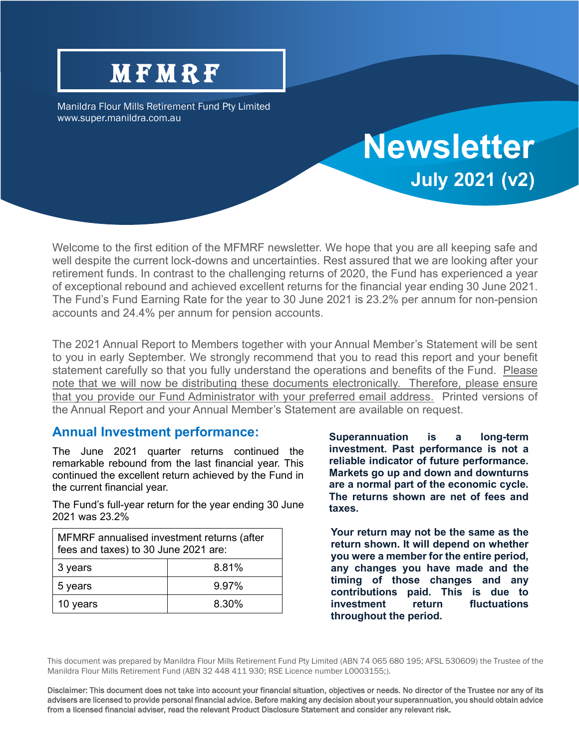MFMRF

Manildra Flour Mills Retirement Fund Pty Limited
www.super.manildra.com.au

# Newsletter

## July 2021 (v2)

Welcome to the first edition of the MFMRF newsletter. We hope that you are all keeping safe and well despite the current lock-downs and uncertainties. Rest assured that we are looking after your retirement funds. In contrast to the challenging returns of 2020, the Fund has experienced a year of exceptional rebound and achieved excellent returns for the financial year ending 30 June 2021. The Fund's Fund Earning Rate for the year to 30 June 2021 is 23.2% per annum for non-pension accounts and 24.4% per annum for pension accounts.

The 2021 Annual Report to Members together with your Annual Member's Statement will be sent to you in early September. We strongly recommend that you to read this report and your benefit statement carefully so that you fully understand the operations and benefits of the Fund. <u>Please note that we will now be distributing these documents electronically. Therefore, please ensure that you provide our Fund Administrator with your preferred email address.</u> Printed versions of the Annual Report and your Annual Member's Statement are available on request.

## Annual Investment performance:

The June 2021 quarter returns continued the remarkable rebound from the last financial year. This continued the excellent return achieved by the Fund in the current financial year.

The Fund's full-year return for the year ending 30 June 2021 was 23.2%

| MFMRF annualised investment returns (after fees and taxes) to 30 June 2021 are: | |
|---|---|
| 3 years | 8.81% |
| 5 years | 9.97% |
| 10 years | 8.30% |

**Superannuation is a long-term investment. Past performance is not a reliable indicator of future performance. Markets go up and down and downturns are a normal part of the economic cycle. The returns shown are net of fees and taxes.**

**Your return may not be the same as the return shown. It will depend on whether you were a member for the entire period, any changes you have made and the timing of those changes and any contributions paid. This is due to investment return fluctuations throughout the period.**

This document was prepared by Manildra Flour Mills Retirement Fund Pty Limited (ABN 74 065 680 195; AFSL 530609) the Trustee of the Manildra Flour Mills Retirement Fund (ABN 32 448 411 930; RSE Licence number L0003155;).

**Disclaimer: This document does not take into account your financial situation, objectives or needs. No director of the Trustee nor any of its advisers are licensed to provide personal financial advice. Before making any decision about your superannuation, you should obtain advice from a licensed financial adviser, read the relevant Product Disclosure Statement and consider any relevant risk.**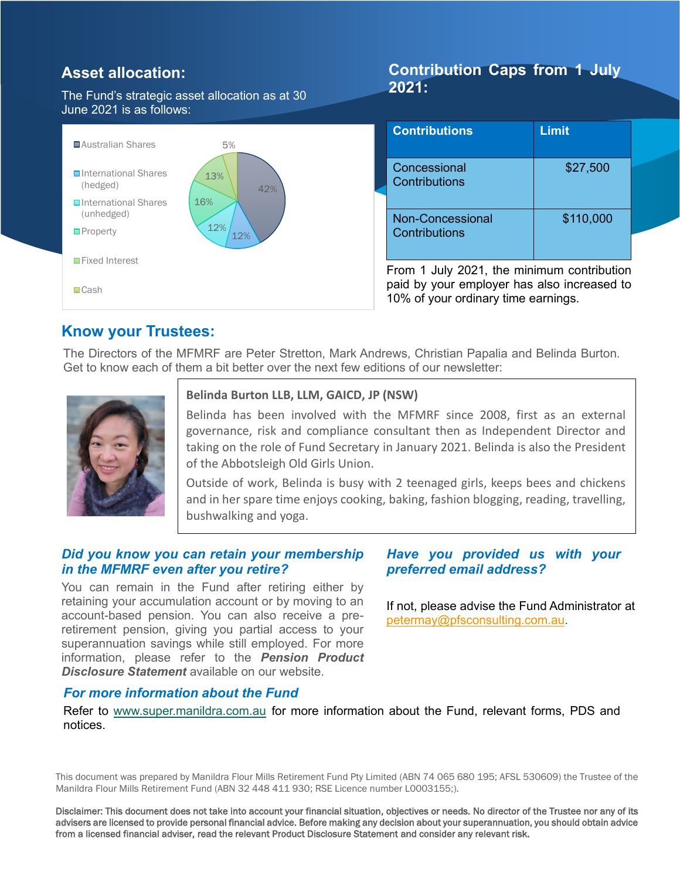## Asset allocation:

The Fund's strategic asset allocation as at 30 June 2021 is as follows:

Australian Shares
International Shares (hedged)
International Shares (unhedged)
Property
Fixed Interest
Cash

5%
13%
42%
16%
12%
12%

## Contribution Caps from 1 July 2021:

| Contributions | Limit |
|---|---|
| Concessional Contributions | $27,500 |
| Non-Concessional Contributions | $110,000 |

From 1 July 2021, the minimum contribution paid by your employer has also increased to 10% of your ordinary time earnings.

## Know your Trustees:

The Directors of the MFMRF are Peter Stretton, Mark Andrews, Christian Papalia and Belinda Burton. Get to know each of them a bit better over the next few editions of our newsletter:

**Belinda Burton LLB, LLM, GAICD, JP (NSW)**

Belinda has been involved with the MFMRF since 2008, first as an external governance, risk and compliance consultant then as Independent Director and taking on the role of Fund Secretary in January 2021. Belinda is also the President of the Abbotsleigh Old Girls Union.

Outside of work, Belinda is busy with 2 teenaged girls, keeps bees and chickens and in her spare time enjoys cooking, baking, fashion blogging, reading, travelling, bushwalking and yoga.

### *Did you know you can retain your membership in the MFMRF even after you retire?*

You can remain in the Fund after retiring either by retaining your accumulation account or by moving to an account-based pension. You can also receive a pre-retirement pension, giving you partial access to your superannuation savings while still employed. For more information, please refer to the ***Pension Product Disclosure Statement*** available on our website.

### *Have you provided us with your preferred email address?*

If not, please advise the Fund Administrator at petermay@pfsconsulting.com.au.

### *For more information about the Fund*

Refer to www.super.manildra.com.au for more information about the Fund, relevant forms, PDS and notices.

This document was prepared by Manildra Flour Mills Retirement Fund Pty Limited (ABN 74 065 680 195; AFSL 530609) the Trustee of the Manildra Flour Mills Retirement Fund (ABN 32 448 411 930; RSE Licence number L0003155;).

**Disclaimer: This document does not take into account your financial situation, objectives or needs. No director of the Trustee nor any of its advisers are licensed to provide personal financial advice. Before making any decision about your superannuation, you should obtain advice from a licensed financial adviser, read the relevant Product Disclosure Statement and consider any relevant risk.**